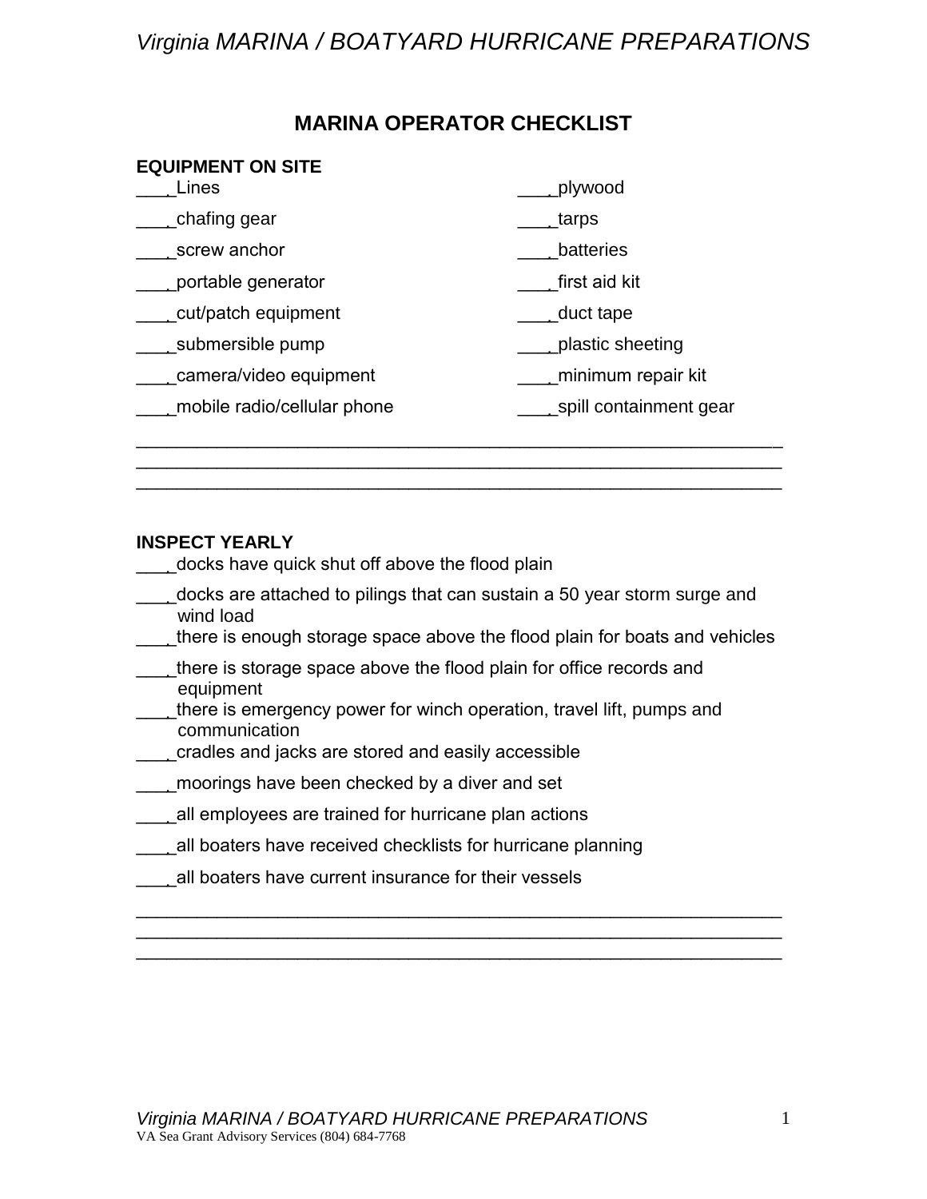## MARINA OPERATOR CHECKLIST

### EQUIPMENT ON SITE

___ Lines
___ chafing gear
___ screw anchor
___ portable generator
___ cut/patch equipment
___ submersible pump
___ camera/video equipment
___ mobile radio/cellular phone
___ plywood
___ tarps
___ batteries
___ first aid kit
___ duct tape
___ plastic sheeting
___ minimum repair kit
___ spill containment gear

______________________________________________________________________
______________________________________________________________________
______________________________________________________________________

### INSPECT YEARLY

___ docks have quick shut off above the flood plain
___ docks are attached to pilings that can sustain a 50 year storm surge and wind load
___ there is enough storage space above the flood plain for boats and vehicles
___ there is storage space above the flood plain for office records and equipment
___ there is emergency power for winch operation, travel lift, pumps and communication
___ cradles and jacks are stored and easily accessible
___ moorings have been checked by a diver and set
___ all employees are trained for hurricane plan actions
___ all boaters have received checklists for hurricane planning
___ all boaters have current insurance for their vessels

______________________________________________________________________
______________________________________________________________________
______________________________________________________________________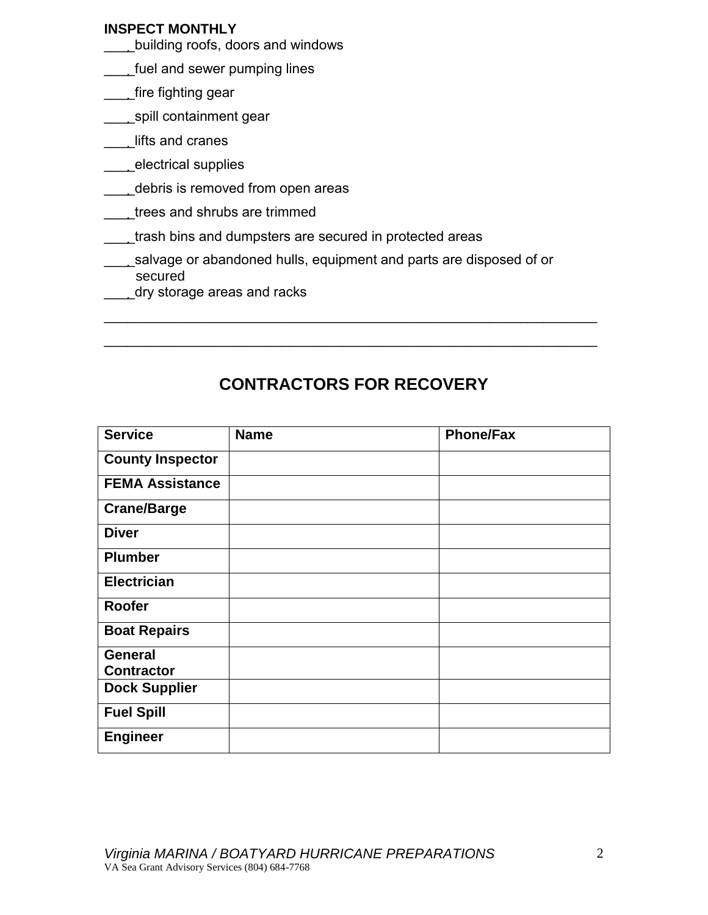**INSPECT MONTHLY**

\_\_\_\_ building roofs, doors and windows

\_\_\_\_ fuel and sewer pumping lines

\_\_\_\_ fire fighting gear

\_\_\_\_ spill containment gear

\_\_\_\_ lifts and cranes

\_\_\_\_ electrical supplies

\_\_\_\_ debris is removed from open areas

\_\_\_\_ trees and shrubs are trimmed

\_\_\_\_ trash bins and dumpsters are secured in protected areas

\_\_\_\_ salvage or abandoned hulls, equipment and parts are disposed of or secured

\_\_\_\_ dry storage areas and racks

\_\_\_\_\_\_\_\_\_\_\_\_\_\_\_\_\_\_\_\_\_\_\_\_\_\_\_\_\_\_\_\_\_\_\_\_\_\_\_\_\_\_\_\_\_\_\_\_\_\_\_\_\_\_\_\_\_\_\_\_\_\_\_\_

\_\_\_\_\_\_\_\_\_\_\_\_\_\_\_\_\_\_\_\_\_\_\_\_\_\_\_\_\_\_\_\_\_\_\_\_\_\_\_\_\_\_\_\_\_\_\_\_\_\_\_\_\_\_\_\_\_\_\_\_\_\_\_\_

## CONTRACTORS FOR RECOVERY

| Service | Name | Phone/Fax |
|---|---|---|
| **County Inspector** | | |
| **FEMA Assistance** | | |
| **Crane/Barge** | | |
| **Diver** | | |
| **Plumber** | | |
| **Electrician** | | |
| **Roofer** | | |
| **Boat Repairs** | | |
| **General Contractor** | | |
| **Dock Supplier** | | |
| **Fuel Spill** | | |
| **Engineer** | | |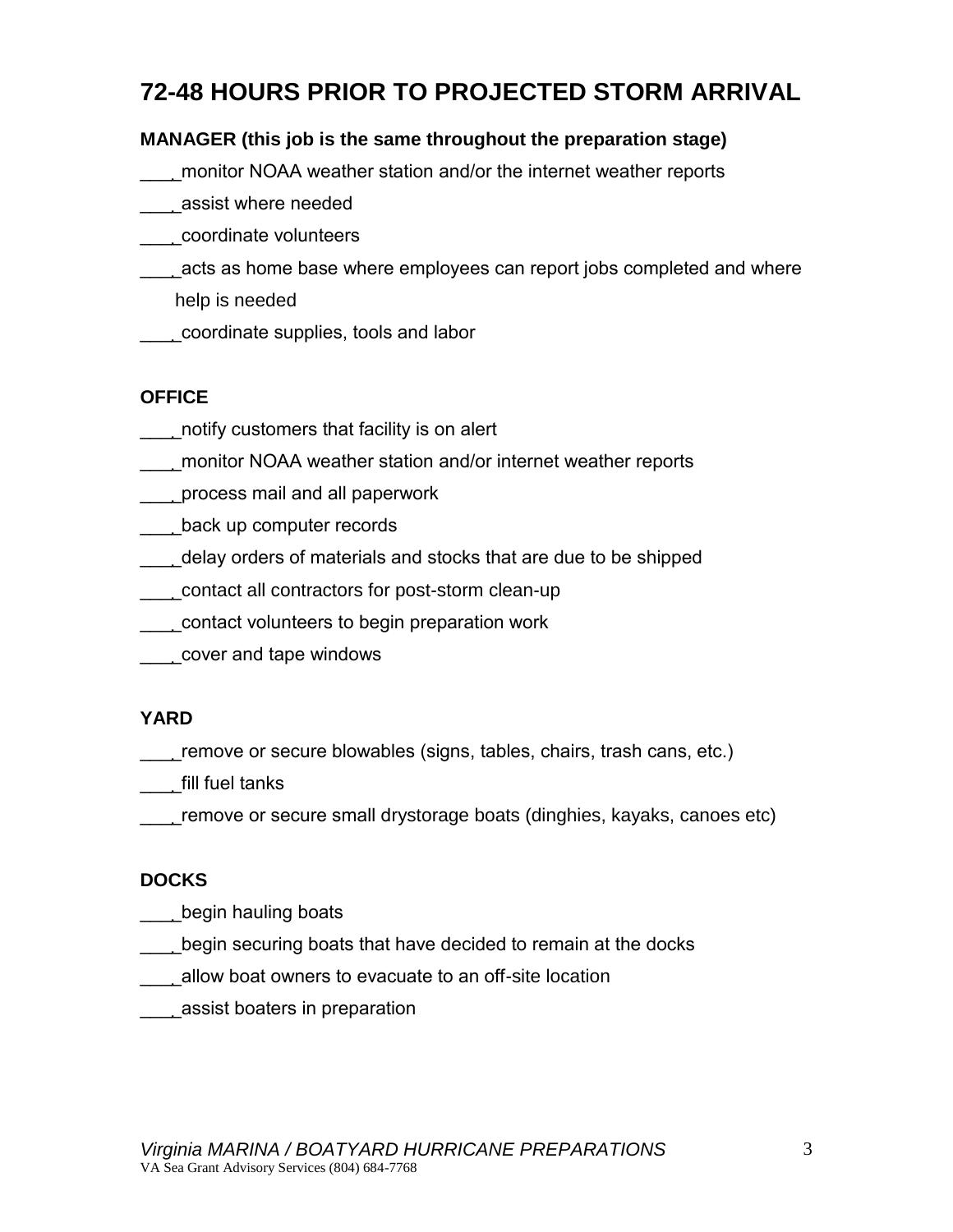# 72-48 HOURS PRIOR TO PROJECTED STORM ARRIVAL

**MANAGER (this job is the same throughout the preparation stage)**

___ monitor NOAA weather station and/or the internet weather reports

___ assist where needed

___ coordinate volunteers

___ acts as home base where employees can report jobs completed and where help is needed

___ coordinate supplies, tools and labor

**OFFICE**

___ notify customers that facility is on alert

___ monitor NOAA weather station and/or internet weather reports

___ process mail and all paperwork

___ back up computer records

___ delay orders of materials and stocks that are due to be shipped

___ contact all contractors for post-storm clean-up

___ contact volunteers to begin preparation work

___ cover and tape windows

**YARD**

___ remove or secure blowables (signs, tables, chairs, trash cans, etc.)

___ fill fuel tanks

___ remove or secure small drystorage boats (dinghies, kayaks, canoes etc)

**DOCKS**

___ begin hauling boats

___ begin securing boats that have decided to remain at the docks

___ allow boat owners to evacuate to an off-site location

___ assist boaters in preparation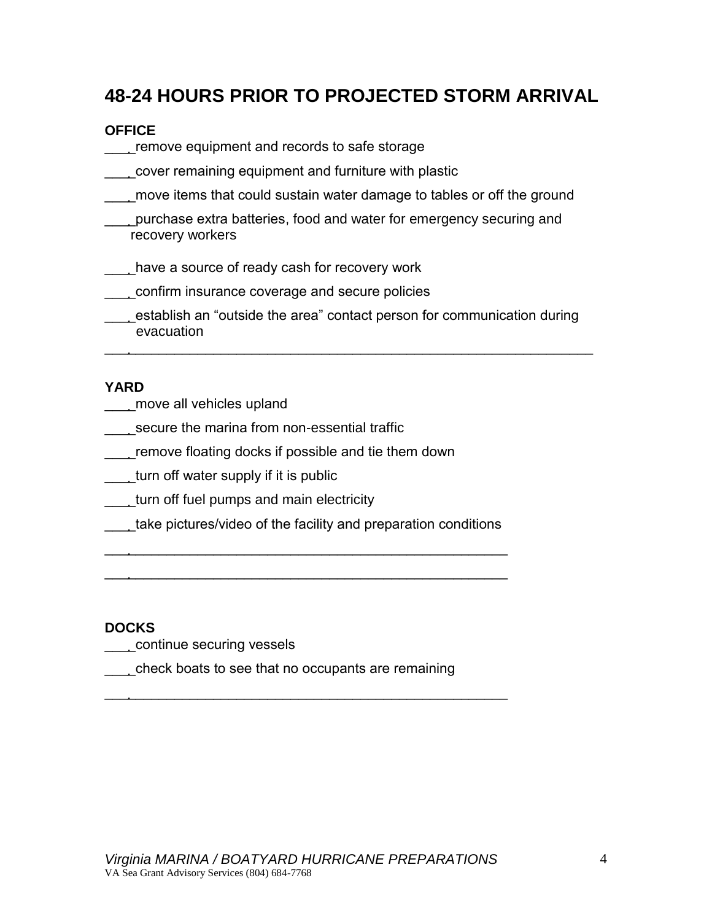# 48-24 HOURS PRIOR TO PROJECTED STORM ARRIVAL

**OFFICE**

___ remove equipment and records to safe storage

___ cover remaining equipment and furniture with plastic

___ move items that could sustain water damage to tables or off the ground

___ purchase extra batteries, food and water for emergency securing and recovery workers

___ have a source of ready cash for recovery work

___ confirm insurance coverage and secure policies

___ establish an "outside the area" contact person for communication during evacuation

___ ______________________________________________________________

**YARD**

___ move all vehicles upland

___ secure the marina from non-essential traffic

___ remove floating docks if possible and tie them down

___ turn off water supply if it is public

___ turn off fuel pumps and main electricity

___ take pictures/video of the facility and preparation conditions

___ ______________________________________________

___ ______________________________________________

**DOCKS**

___ continue securing vessels

___ check boats to see that no occupants are remaining

___ ______________________________________________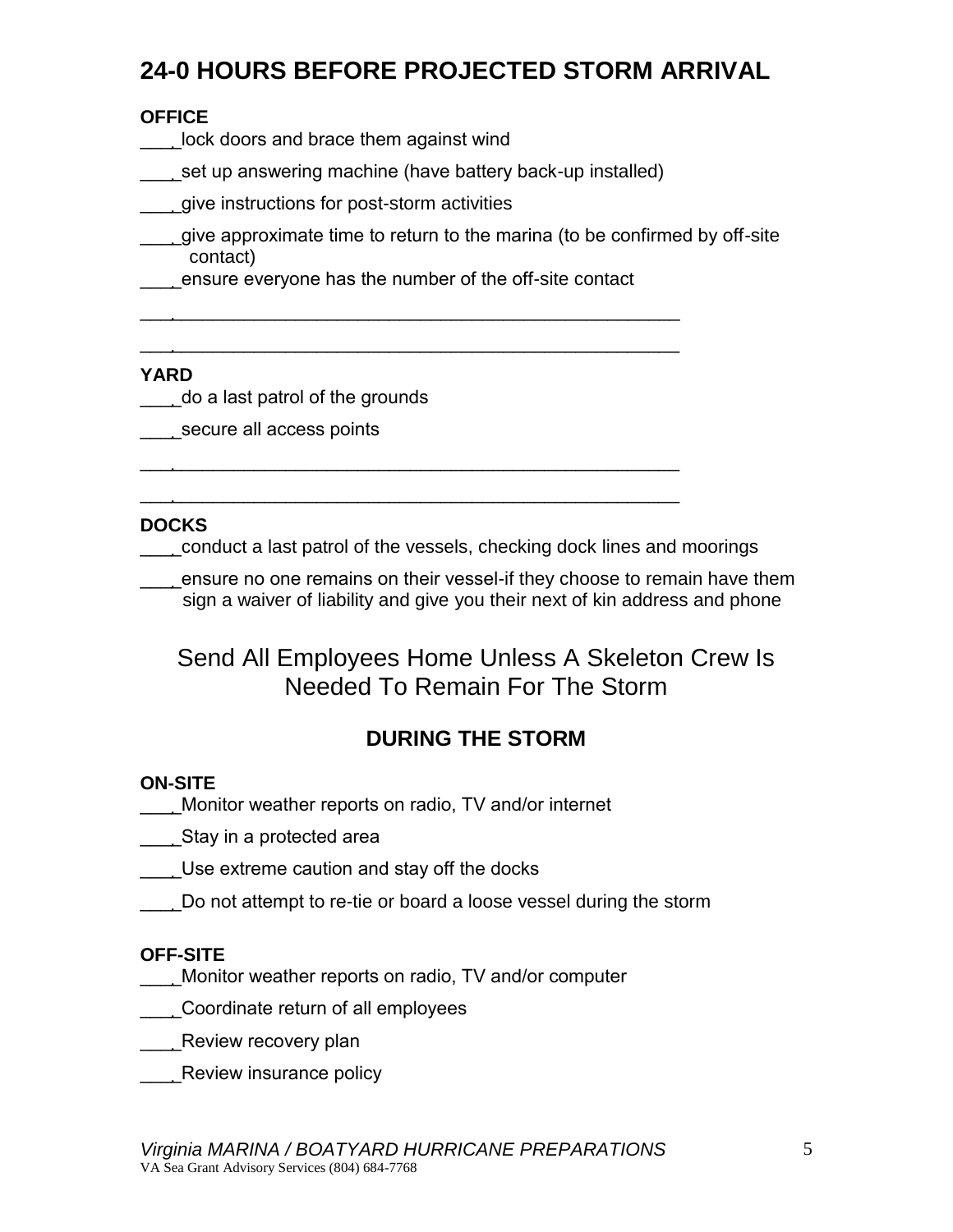# 24-0 HOURS BEFORE PROJECTED STORM ARRIVAL

**OFFICE**

- ___ lock doors and brace them against wind
- ___ set up answering machine (have battery back-up installed)
- ___ give instructions for post-storm activities
- ___ give approximate time to return to the marina (to be confirmed by off-site contact)
- ___ ensure everyone has the number of the off-site contact
- ___ ______________________________________________
- ___ ______________________________________________

**YARD**

- ___ do a last patrol of the grounds
- ___ secure all access points
- ___ ______________________________________________
- ___ ______________________________________________

**DOCKS**

- ___ conduct a last patrol of the vessels, checking dock lines and moorings
- ___ ensure no one remains on their vessel-if they choose to remain have them sign a waiver of liability and give you their next of kin address and phone

## Send All Employees Home Unless A Skeleton Crew Is Needed To Remain For The Storm

## DURING THE STORM

**ON-SITE**

- ___ Monitor weather reports on radio, TV and/or internet
- ___ Stay in a protected area
- ___ Use extreme caution and stay off the docks
- ___ Do not attempt to re-tie or board a loose vessel during the storm

**OFF-SITE**

- ___ Monitor weather reports on radio, TV and/or computer
- ___ Coordinate return of all employees
- ___ Review recovery plan
- ___ Review insurance policy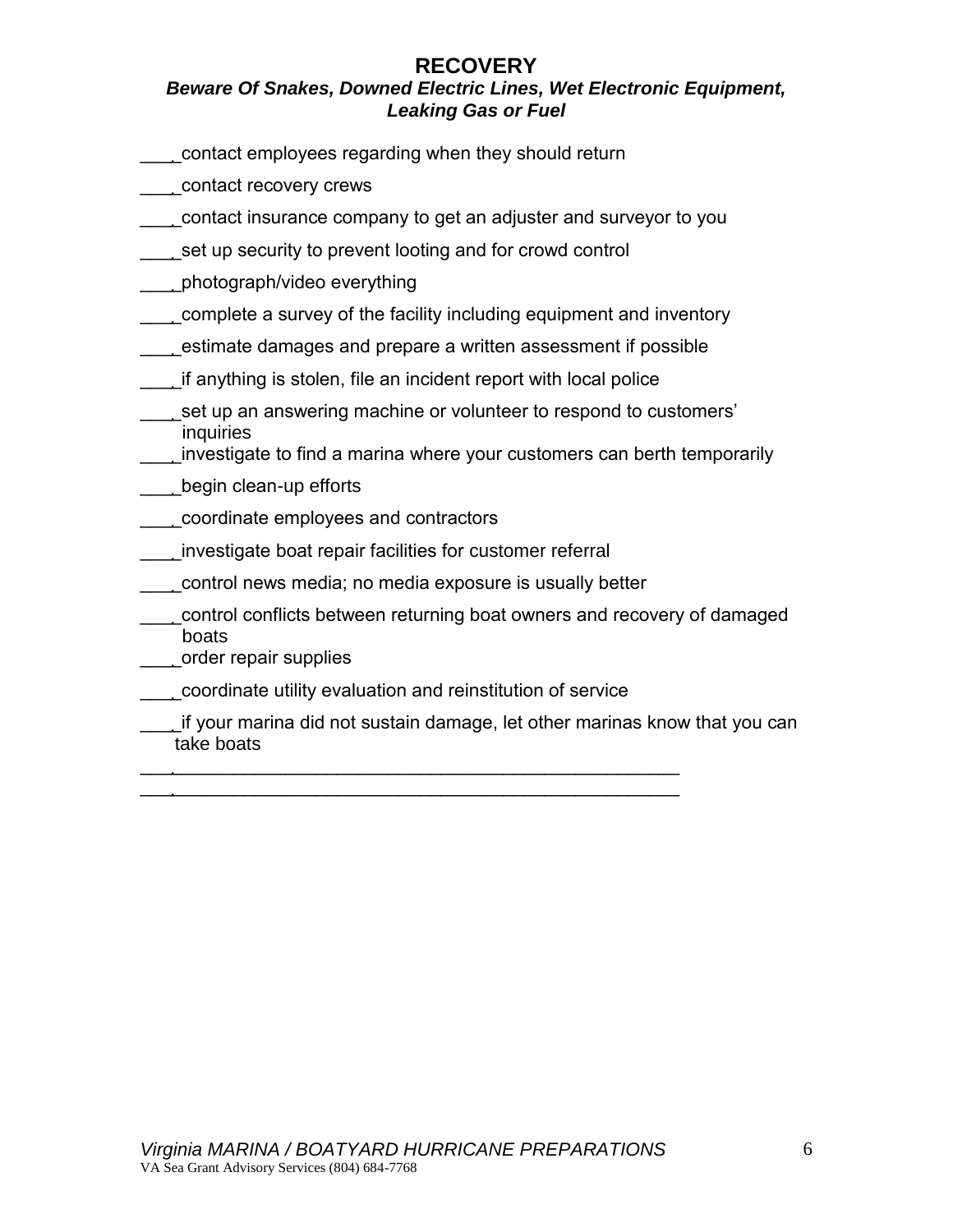# RECOVERY

***Beware Of Snakes, Downed Electric Lines, Wet Electronic Equipment, Leaking Gas or Fuel***

- ___ contact employees regarding when they should return
- ___ contact recovery crews
- ___ contact insurance company to get an adjuster and surveyor to you
- ___ set up security to prevent looting and for crowd control
- ___ photograph/video everything
- ___ complete a survey of the facility including equipment and inventory
- ___ estimate damages and prepare a written assessment if possible
- ___ if anything is stolen, file an incident report with local police
- ___ set up an answering machine or volunteer to respond to customers' inquiries
- ___ investigate to find a marina where your customers can berth temporarily
- ___ begin clean-up efforts
- ___ coordinate employees and contractors
- ___ investigate boat repair facilities for customer referral
- ___ control news media; no media exposure is usually better
- ___ control conflicts between returning boat owners and recovery of damaged boats
- ___ order repair supplies
- ___ coordinate utility evaluation and reinstitution of service
- ___ if your marina did not sustain damage, let other marinas know that you can take boats
- ___ ________________________________________________
- ___ ________________________________________________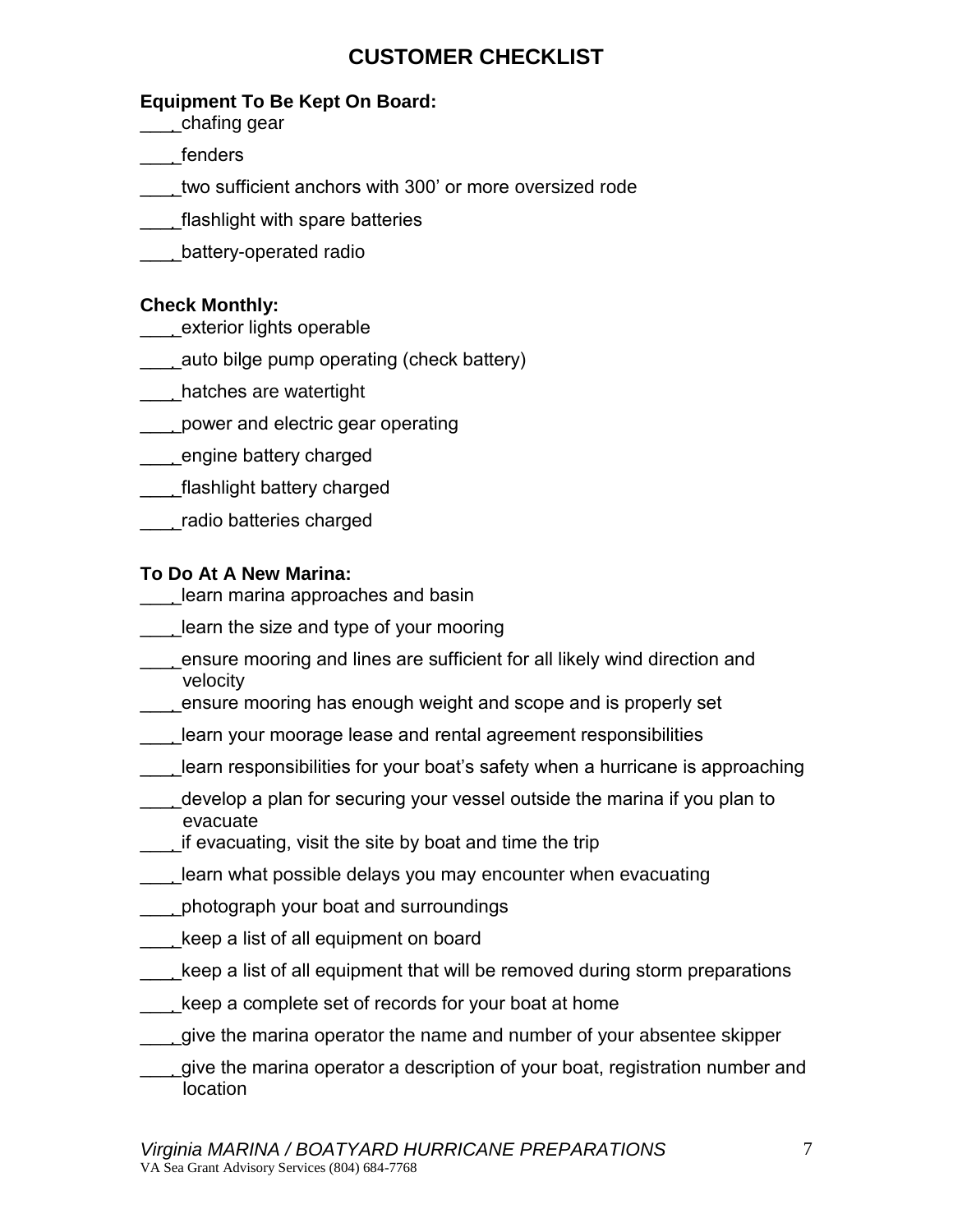# CUSTOMER CHECKLIST

**Equipment To Be Kept On Board:**

___ chafing gear

___ fenders

___ two sufficient anchors with 300' or more oversized rode

___ flashlight with spare batteries

___ battery-operated radio

**Check Monthly:**

___ exterior lights operable

___ auto bilge pump operating (check battery)

___ hatches are watertight

___ power and electric gear operating

___ engine battery charged

___ flashlight battery charged

___ radio batteries charged

**To Do At A New Marina:**

___ learn marina approaches and basin

___ learn the size and type of your mooring

___ ensure mooring and lines are sufficient for all likely wind direction and velocity

___ ensure mooring has enough weight and scope and is properly set

___ learn your moorage lease and rental agreement responsibilities

___ learn responsibilities for your boat's safety when a hurricane is approaching

___ develop a plan for securing your vessel outside the marina if you plan to evacuate

___ if evacuating, visit the site by boat and time the trip

___ learn what possible delays you may encounter when evacuating

___ photograph your boat and surroundings

___ keep a list of all equipment on board

___ keep a list of all equipment that will be removed during storm preparations

___ keep a complete set of records for your boat at home

___ give the marina operator the name and number of your absentee skipper

___ give the marina operator a description of your boat, registration number and location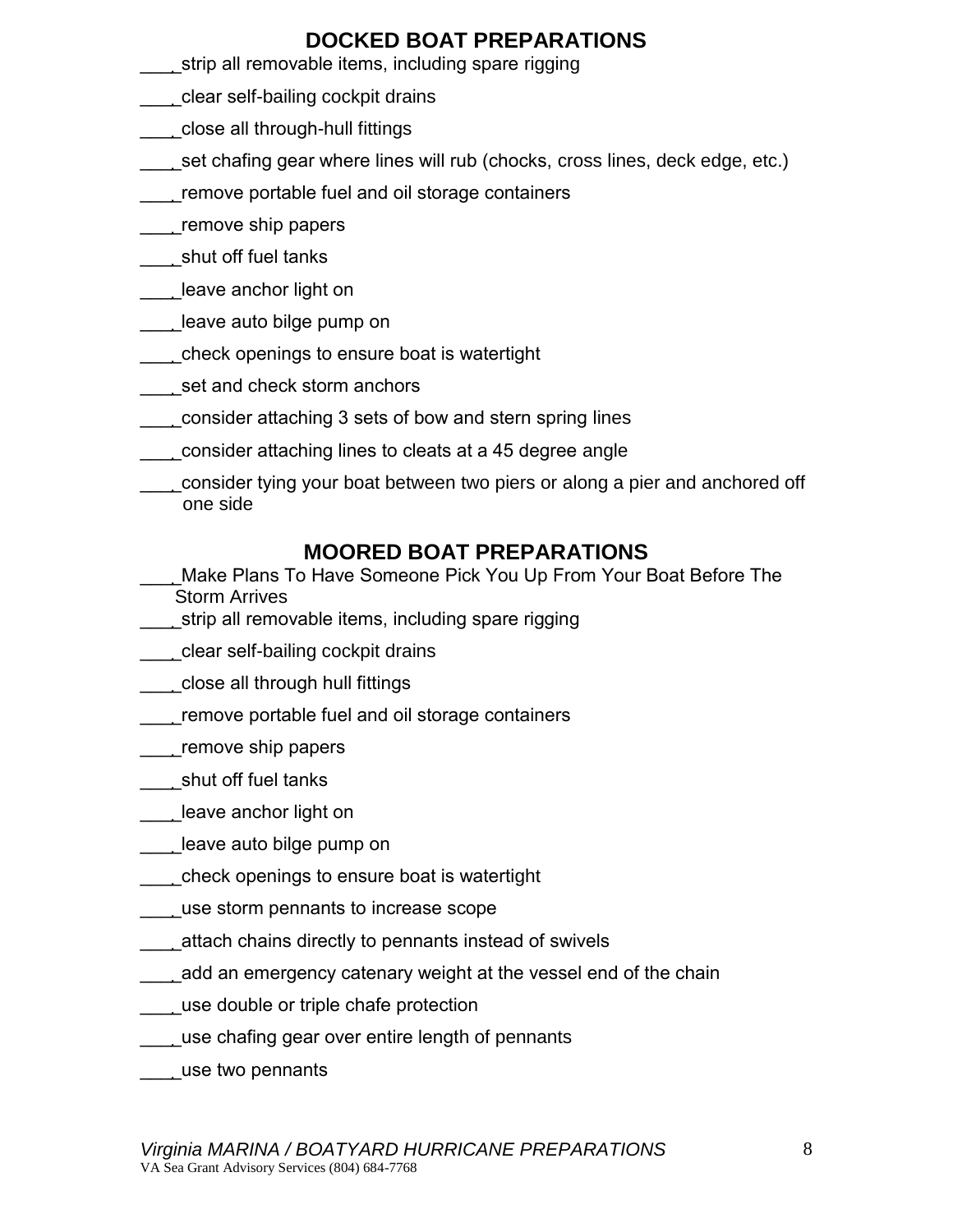## DOCKED BOAT PREPARATIONS

___ strip all removable items, including spare rigging

___ clear self-bailing cockpit drains

___ close all through-hull fittings

___ set chafing gear where lines will rub (chocks, cross lines, deck edge, etc.)

___ remove portable fuel and oil storage containers

___ remove ship papers

___ shut off fuel tanks

___ leave anchor light on

___ leave auto bilge pump on

___ check openings to ensure boat is watertight

___ set and check storm anchors

___ consider attaching 3 sets of bow and stern spring lines

___ consider attaching lines to cleats at a 45 degree angle

___ consider tying your boat between two piers or along a pier and anchored off one side

## MOORED BOAT PREPARATIONS

___ Make Plans To Have Someone Pick You Up From Your Boat Before The Storm Arrives

___ strip all removable items, including spare rigging

___ clear self-bailing cockpit drains

___ close all through hull fittings

___ remove portable fuel and oil storage containers

___ remove ship papers

___ shut off fuel tanks

___ leave anchor light on

___ leave auto bilge pump on

___ check openings to ensure boat is watertight

___ use storm pennants to increase scope

___ attach chains directly to pennants instead of swivels

___ add an emergency catenary weight at the vessel end of the chain

___ use double or triple chafe protection

___ use chafing gear over entire length of pennants

___ use two pennants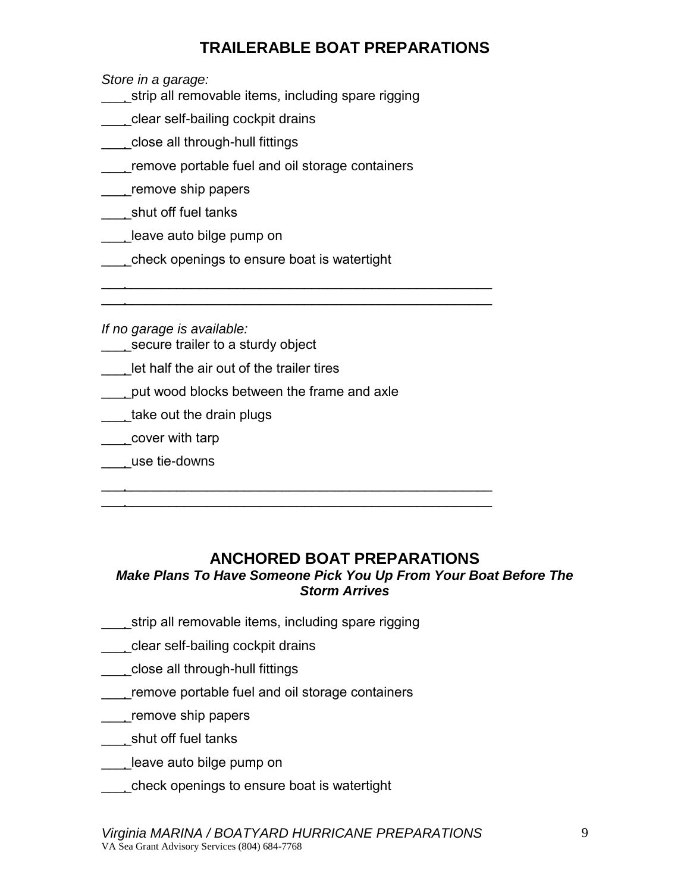## TRAILERABLE BOAT PREPARATIONS

*Store in a garage:*

___ strip all removable items, including spare rigging

___ clear self-bailing cockpit drains

___ close all through-hull fittings

___ remove portable fuel and oil storage containers

___ remove ship papers

___ shut off fuel tanks

___ leave auto bilge pump on

___ check openings to ensure boat is watertight

___ ________________________________________________

___ ________________________________________________

*If no garage is available:*

___ secure trailer to a sturdy object

___ let half the air out of the trailer tires

___ put wood blocks between the frame and axle

___ take out the drain plugs

___ cover with tarp

___ use tie-downs

___ ________________________________________________

___ ________________________________________________

## ANCHORED BOAT PREPARATIONS

***Make Plans To Have Someone Pick You Up From Your Boat Before The Storm Arrives***

___ strip all removable items, including spare rigging

___ clear self-bailing cockpit drains

___ close all through-hull fittings

___ remove portable fuel and oil storage containers

___ remove ship papers

___ shut off fuel tanks

___ leave auto bilge pump on

___ check openings to ensure boat is watertight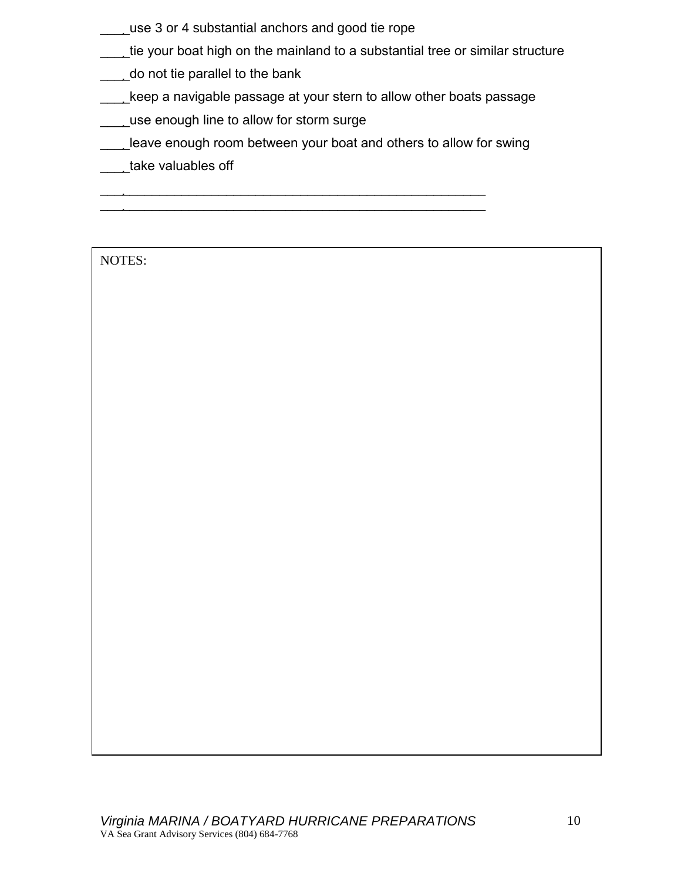___ use 3 or 4 substantial anchors and good tie rope

___ tie your boat high on the mainland to a substantial tree or similar structure

___ do not tie parallel to the bank

___ keep a navigable passage at your stern to allow other boats passage

___ use enough line to allow for storm surge

___ leave enough room between your boat and others to allow for swing

___ take valuables off

___ ________________________________________________

___ ________________________________________________

NOTES: